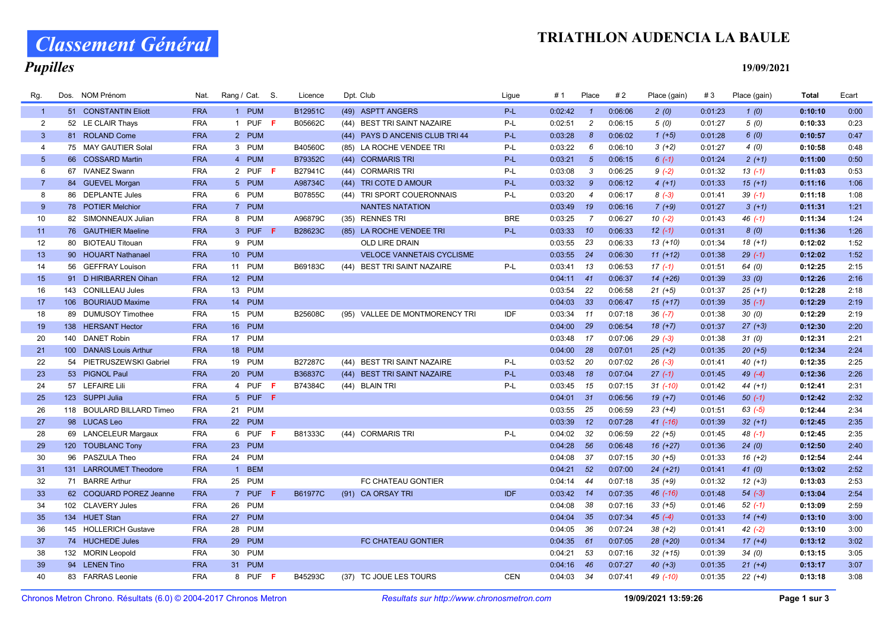# Classement Général

## Pupilles

# TRIATHLON AUDENCIA LA BAULE

19/09/2021

| Rg. | Dos. | NOM Prénom | Nat. | Rang / Cat. | | S. | Licence | Dpt. | Club | Ligue | # 1 | Place | # 2 | Place (gain) | # 3 | Place (gain) | Total | Ecart |
|---|---|---|---|---|---|---|---|---|---|---|---|---|---|---|---|---|---|---|
| 1 | 51 | CONSTANTIN Eliott | FRA | 1 | PUM | | B12951C | (49) | ASPTT ANGERS | P-L | 0:02:42 | 1 | 0:06:06 | 2 (0) | 0:01:23 | 1 (0) | **0:10:10** | 0:00 |
| 2 | 52 | LE CLAIR Thays | FRA | 1 | PUF | F | B05662C | (44) | BEST TRI SAINT NAZAIRE | P-L | 0:02:51 | 2 | 0:06:15 | 5 (0) | 0:01:27 | 5 (0) | **0:10:33** | 0:23 |
| 3 | 81 | ROLAND Come | FRA | 2 | PUM | | | (44) | PAYS D ANCENIS CLUB TRI 44 | P-L | 0:03:28 | 8 | 0:06:02 | 1 (+5) | 0:01:28 | 6 (0) | **0:10:57** | 0:47 |
| 4 | 75 | MAY GAUTIER Solal | FRA | 3 | PUM | | B40560C | (85) | LA ROCHE VENDEE TRI | P-L | 0:03:22 | 6 | 0:06:10 | 3 (+2) | 0:01:27 | 4 (0) | **0:10:58** | 0:48 |
| 5 | 66 | COSSARD Martin | FRA | 4 | PUM | | B79352C | (44) | CORMARIS TRI | P-L | 0:03:21 | 5 | 0:06:15 | 6 (-1) | 0:01:24 | 2 (+1) | **0:11:00** | 0:50 |
| 6 | 67 | IVANEZ Swann | FRA | 2 | PUF | F | B27941C | (44) | CORMARIS TRI | P-L | 0:03:08 | 3 | 0:06:25 | 9 (-2) | 0:01:32 | 13 (-1) | **0:11:03** | 0:53 |
| 7 | 84 | GUEVEL Morgan | FRA | 5 | PUM | | A98734C | (44) | TRI COTE D AMOUR | P-L | 0:03:32 | 9 | 0:06:12 | 4 (+1) | 0:01:33 | 15 (+1) | **0:11:16** | 1:06 |
| 8 | 86 | DEPLANTE Jules | FRA | 6 | PUM | | B07855C | (44) | TRI SPORT COUERONNAIS | P-L | 0:03:20 | 4 | 0:06:17 | 8 (-3) | 0:01:41 | 39 (-1) | **0:11:18** | 1:08 |
| 9 | 78 | POTIER Melchior | FRA | 7 | PUM | | | | NANTES NATATION | | 0:03:49 | 19 | 0:06:16 | 7 (+9) | 0:01:27 | 3 (+1) | **0:11:31** | 1:21 |
| 10 | 82 | SIMONNEAUX Julian | FRA | 8 | PUM | | A96879C | (35) | RENNES TRI | BRE | 0:03:25 | 7 | 0:06:27 | 10 (-2) | 0:01:43 | 46 (-1) | **0:11:34** | 1:24 |
| 11 | 76 | GAUTHIER Maeline | FRA | 3 | PUF | F | B28623C | (85) | LA ROCHE VENDEE TRI | P-L | 0:03:33 | 10 | 0:06:33 | 12 (-1) | 0:01:31 | 8 (0) | **0:11:36** | 1:26 |
| 12 | 80 | BIOTEAU Titouan | FRA | 9 | PUM | | | | OLD LIRE DRAIN | | 0:03:55 | 23 | 0:06:33 | 13 (+10) | 0:01:34 | 18 (+1) | **0:12:02** | 1:52 |
| 13 | 90 | HOUART Nathanael | FRA | 10 | PUM | | | | VELOCE VANNETAIS CYCLISME | | 0:03:55 | 24 | 0:06:30 | 11 (+12) | 0:01:38 | 29 (-1) | **0:12:02** | 1:52 |
| 14 | 56 | GEFFRAY Louison | FRA | 11 | PUM | | B69183C | (44) | BEST TRI SAINT NAZAIRE | P-L | 0:03:41 | 13 | 0:06:53 | 17 (-1) | 0:01:51 | 64 (0) | **0:12:25** | 2:15 |
| 15 | 91 | D HIRIBARREN Oihan | FRA | 12 | PUM | | | | | | 0:04:11 | 41 | 0:06:37 | 14 (+26) | 0:01:39 | 33 (0) | **0:12:26** | 2:16 |
| 16 | 143 | CONILLEAU Jules | FRA | 13 | PUM | | | | | | 0:03:54 | 22 | 0:06:58 | 21 (+5) | 0:01:37 | 25 (+1) | **0:12:28** | 2:18 |
| 17 | 106 | BOURIAUD Maxime | FRA | 14 | PUM | | | | | | 0:04:03 | 33 | 0:06:47 | 15 (+17) | 0:01:39 | 35 (-1) | **0:12:29** | 2:19 |
| 18 | 89 | DUMUSOY Timothee | FRA | 15 | PUM | | B25608C | (95) | VALLEE DE MONTMORENCY TRI | IDF | 0:03:34 | 11 | 0:07:18 | 36 (-7) | 0:01:38 | 30 (0) | **0:12:29** | 2:19 |
| 19 | 138 | HERSANT Hector | FRA | 16 | PUM | | | | | | 0:04:00 | 29 | 0:06:54 | 18 (+7) | 0:01:37 | 27 (+3) | **0:12:30** | 2:20 |
| 20 | 140 | DANET Robin | FRA | 17 | PUM | | | | | | 0:03:48 | 17 | 0:07:06 | 29 (-3) | 0:01:38 | 31 (0) | **0:12:31** | 2:21 |
| 21 | 100 | DANAIS Louis Arthur | FRA | 18 | PUM | | | | | | 0:04:00 | 28 | 0:07:01 | 25 (+2) | 0:01:35 | 20 (+5) | **0:12:34** | 2:24 |
| 22 | 54 | PIETRUSZEWSKI Gabriel | FRA | 19 | PUM | | B27287C | (44) | BEST TRI SAINT NAZAIRE | P-L | 0:03:52 | 20 | 0:07:02 | 26 (-3) | 0:01:41 | 40 (+1) | **0:12:35** | 2:25 |
| 23 | 53 | PIGNOL Paul | FRA | 20 | PUM | | B36837C | (44) | BEST TRI SAINT NAZAIRE | P-L | 0:03:48 | 18 | 0:07:04 | 27 (-1) | 0:01:45 | 49 (-4) | **0:12:36** | 2:26 |
| 24 | 57 | LEFAIRE Lili | FRA | 4 | PUF | F | B74384C | (44) | BLAIN TRI | P-L | 0:03:45 | 15 | 0:07:15 | 31 (-10) | 0:01:42 | 44 (+1) | **0:12:41** | 2:31 |
| 25 | 123 | SUPPI Julia | FRA | 5 | PUF | F | | | | | 0:04:01 | 31 | 0:06:56 | 19 (+7) | 0:01:46 | 50 (-1) | **0:12:42** | 2:32 |
| 26 | 118 | BOULARD BILLARD Timeo | FRA | 21 | PUM | | | | | | 0:03:55 | 25 | 0:06:59 | 23 (+4) | 0:01:51 | 63 (-5) | **0:12:44** | 2:34 |
| 27 | 98 | LUCAS Leo | FRA | 22 | PUM | | | | | | 0:03:39 | 12 | 0:07:28 | 41 (-16) | 0:01:39 | 32 (+1) | **0:12:45** | 2:35 |
| 28 | 69 | LANCELEUR Margaux | FRA | 6 | PUF | F | B81333C | (44) | CORMARIS TRI | P-L | 0:04:02 | 32 | 0:06:59 | 22 (+5) | 0:01:45 | 48 (-1) | **0:12:45** | 2:35 |
| 29 | 120 | TOUBLANC Tony | FRA | 23 | PUM | | | | | | 0:04:28 | 56 | 0:06:48 | 16 (+27) | 0:01:36 | 24 (0) | **0:12:50** | 2:40 |
| 30 | 96 | PASZULA Theo | FRA | 24 | PUM | | | | | | 0:04:08 | 37 | 0:07:15 | 30 (+5) | 0:01:33 | 16 (+2) | **0:12:54** | 2:44 |
| 31 | 131 | LARROUMET Theodore | FRA | 1 | BEM | | | | | | 0:04:21 | 52 | 0:07:00 | 24 (+21) | 0:01:41 | 41 (0) | **0:13:02** | 2:52 |
| 32 | 71 | BARRE Arthur | FRA | 25 | PUM | | | | FC CHATEAU GONTIER | | 0:04:14 | 44 | 0:07:18 | 35 (+9) | 0:01:32 | 12 (+3) | **0:13:03** | 2:53 |
| 33 | 62 | COQUARD POREZ Jeanne | FRA | 7 | PUF | F | B61977C | (91) | CA ORSAY TRI | IDF | 0:03:42 | 14 | 0:07:35 | 46 (-16) | 0:01:48 | 54 (-3) | **0:13:04** | 2:54 |
| 34 | 102 | CLAVERY Jules | FRA | 26 | PUM | | | | | | 0:04:08 | 38 | 0:07:16 | 33 (+5) | 0:01:46 | 52 (-1) | **0:13:09** | 2:59 |
| 35 | 134 | HUET Stan | FRA | 27 | PUM | | | | | | 0:04:04 | 35 | 0:07:34 | 45 (-4) | 0:01:33 | 14 (+4) | **0:13:10** | 3:00 |
| 36 | 145 | HOLLERICH Gustave | FRA | 28 | PUM | | | | | | 0:04:05 | 36 | 0:07:24 | 38 (+2) | 0:01:41 | 42 (-2) | **0:13:10** | 3:00 |
| 37 | 74 | HUCHEDE Jules | FRA | 29 | PUM | | | | FC CHATEAU GONTIER | | 0:04:35 | 61 | 0:07:05 | 28 (+20) | 0:01:34 | 17 (+4) | **0:13:12** | 3:02 |
| 38 | 132 | MORIN Leopold | FRA | 30 | PUM | | | | | | 0:04:21 | 53 | 0:07:16 | 32 (+15) | 0:01:39 | 34 (0) | **0:13:15** | 3:05 |
| 39 | 94 | LENEN Tino | FRA | 31 | PUM | | | | | | 0:04:16 | 46 | 0:07:27 | 40 (+3) | 0:01:35 | 21 (+4) | **0:13:17** | 3:07 |
| 40 | 83 | FARRAS Leonie | FRA | 8 | PUF | F | B45293C | (37) | TC JOUE LES TOURS | CEN | 0:04:03 | 34 | 0:07:41 | 49 (-10) | 0:01:35 | 22 (+4) | **0:13:18** | 3:08 |

Chronos Metron Chrono. Résultats (6.0) © 2004-2017 Chronos Metron — *Résultats sur http://www.chronosmetron.com* — **19/09/2021 13:59:26**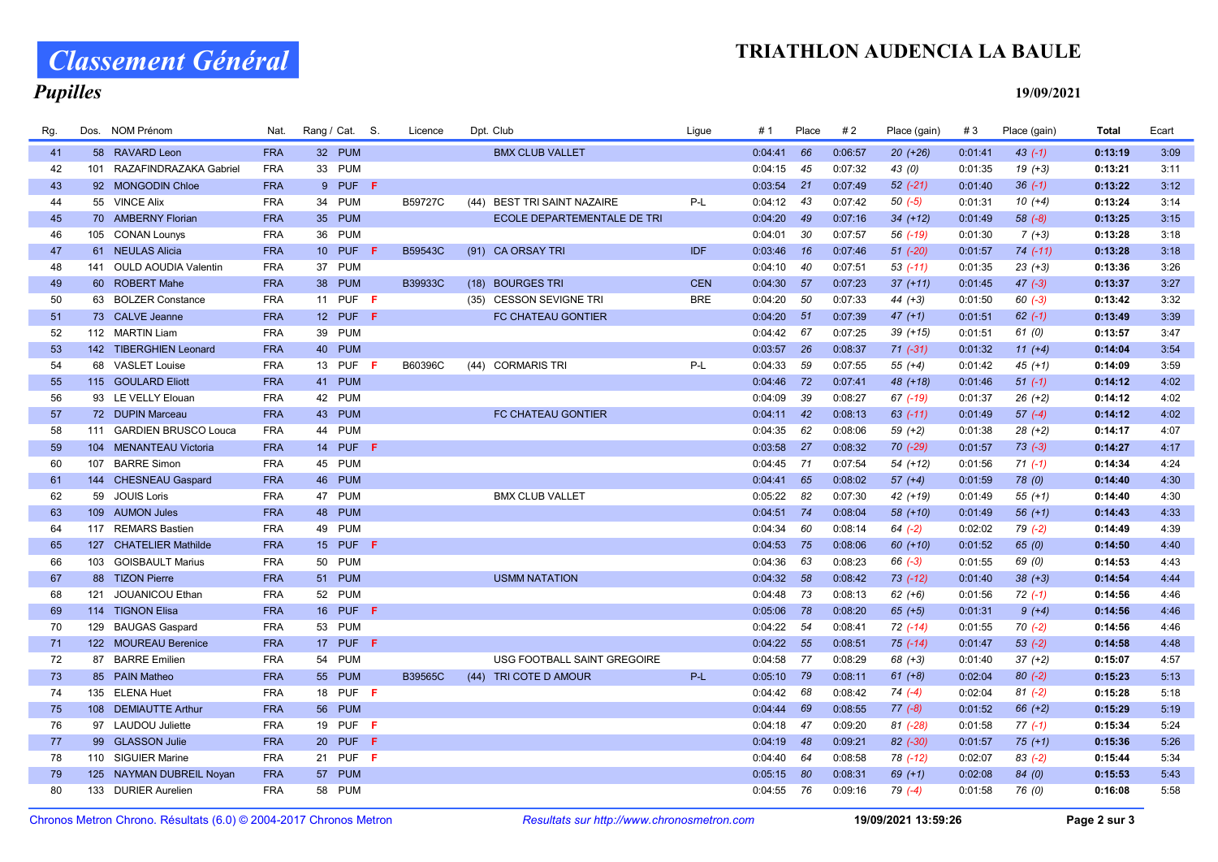# Classement Général

## Pupilles

# TRIATHLON AUDENCIA LA BAULE

19/09/2021

| Rg. | Dos. | NOM Prénom | Nat. | Rang / Cat. | | S. | Licence | Dpt. | Club | Ligue | # 1 | Place | # 2 | Place (gain) | # 3 | Place (gain) | Total | Ecart |
|---|---|---|---|---|---|---|---|---|---|---|---|---|---|---|---|---|---|---|
| 41 | 58 | RAVARD Leon | FRA | 32 | PUM | | | | BMX CLUB VALLET | | 0:04:41 | 66 | 0:06:57 | 20 (+26) | 0:01:41 | 43 (-1) | **0:13:19** | 3:09 |
| 42 | 101 | RAZAFINDRAZAKA Gabriel | FRA | 33 | PUM | | | | | | 0:04:15 | 45 | 0:07:32 | 43 (0) | 0:01:35 | 19 (+3) | **0:13:21** | 3:11 |
| 43 | 92 | MONGODIN Chloe | FRA | 9 | PUF | F | | | | | 0:03:54 | 21 | 0:07:49 | 52 (-21) | 0:01:40 | 36 (-1) | **0:13:22** | 3:12 |
| 44 | 55 | VINCE Alix | FRA | 34 | PUM | | B59727C | (44) | BEST TRI SAINT NAZAIRE | P-L | 0:04:12 | 43 | 0:07:42 | 50 (-5) | 0:01:31 | 10 (+4) | **0:13:24** | 3:14 |
| 45 | 70 | AMBERNY Florian | FRA | 35 | PUM | | | | ECOLE DEPARTEMENTALE DE TRI | | 0:04:20 | 49 | 0:07:16 | 34 (+12) | 0:01:49 | 58 (-8) | **0:13:25** | 3:15 |
| 46 | 105 | CONAN Lounys | FRA | 36 | PUM | | | | | | 0:04:01 | 30 | 0:07:57 | 56 (-19) | 0:01:30 | 7 (+3) | **0:13:28** | 3:18 |
| 47 | 61 | NEULAS Alicia | FRA | 10 | PUF | F | B59543C | (91) | CA ORSAY TRI | IDF | 0:03:46 | 16 | 0:07:46 | 51 (-20) | 0:01:57 | 74 (-11) | **0:13:28** | 3:18 |
| 48 | 141 | OULD AOUDIA Valentin | FRA | 37 | PUM | | | | | | 0:04:10 | 40 | 0:07:51 | 53 (-11) | 0:01:35 | 23 (+3) | **0:13:36** | 3:26 |
| 49 | 60 | ROBERT Mahe | FRA | 38 | PUM | | B39933C | (18) | BOURGES TRI | CEN | 0:04:30 | 57 | 0:07:23 | 37 (+11) | 0:01:45 | 47 (-3) | **0:13:37** | 3:27 |
| 50 | 63 | BOLZER Constance | FRA | 11 | PUF | F | | (35) | CESSON SEVIGNE TRI | BRE | 0:04:20 | 50 | 0:07:33 | 44 (+3) | 0:01:50 | 60 (-3) | **0:13:42** | 3:32 |
| 51 | 73 | CALVE Jeanne | FRA | 12 | PUF | F | | | FC CHATEAU GONTIER | | 0:04:20 | 51 | 0:07:39 | 47 (+1) | 0:01:51 | 62 (-1) | **0:13:49** | 3:39 |
| 52 | 112 | MARTIN Liam | FRA | 39 | PUM | | | | | | 0:04:42 | 67 | 0:07:25 | 39 (+15) | 0:01:51 | 61 (0) | **0:13:57** | 3:47 |
| 53 | 142 | TIBERGHIEN Leonard | FRA | 40 | PUM | | | | | | 0:03:57 | 26 | 0:08:37 | 71 (-31) | 0:01:32 | 11 (+4) | **0:14:04** | 3:54 |
| 54 | 68 | VASLET Louise | FRA | 13 | PUF | F | B60396C | (44) | CORMARIS TRI | P-L | 0:04:33 | 59 | 0:07:55 | 55 (+4) | 0:01:42 | 45 (+1) | **0:14:09** | 3:59 |
| 55 | 115 | GOULARD Eliott | FRA | 41 | PUM | | | | | | 0:04:46 | 72 | 0:07:41 | 48 (+18) | 0:01:46 | 51 (-1) | **0:14:12** | 4:02 |
| 56 | 93 | LE VELLY Elouan | FRA | 42 | PUM | | | | | | 0:04:09 | 39 | 0:08:27 | 67 (-19) | 0:01:37 | 26 (+2) | **0:14:12** | 4:02 |
| 57 | 72 | DUPIN Marceau | FRA | 43 | PUM | | | | FC CHATEAU GONTIER | | 0:04:11 | 42 | 0:08:13 | 63 (-11) | 0:01:49 | 57 (-4) | **0:14:12** | 4:02 |
| 58 | 111 | GARDIEN BRUSCO Louca | FRA | 44 | PUM | | | | | | 0:04:35 | 62 | 0:08:06 | 59 (+2) | 0:01:38 | 28 (+2) | **0:14:17** | 4:07 |
| 59 | 104 | MENANTEAU Victoria | FRA | 14 | PUF | F | | | | | 0:03:58 | 27 | 0:08:32 | 70 (-29) | 0:01:57 | 73 (-3) | **0:14:27** | 4:17 |
| 60 | 107 | BARRE Simon | FRA | 45 | PUM | | | | | | 0:04:45 | 71 | 0:07:54 | 54 (+12) | 0:01:56 | 71 (-1) | **0:14:34** | 4:24 |
| 61 | 144 | CHESNEAU Gaspard | FRA | 46 | PUM | | | | | | 0:04:41 | 65 | 0:08:02 | 57 (+4) | 0:01:59 | 78 (0) | **0:14:40** | 4:30 |
| 62 | 59 | JOUIS Loris | FRA | 47 | PUM | | | | BMX CLUB VALLET | | 0:05:22 | 82 | 0:07:30 | 42 (+19) | 0:01:49 | 55 (+1) | **0:14:40** | 4:30 |
| 63 | 109 | AUMON Jules | FRA | 48 | PUM | | | | | | 0:04:51 | 74 | 0:08:04 | 58 (+10) | 0:01:49 | 56 (+1) | **0:14:43** | 4:33 |
| 64 | 117 | REMARS Bastien | FRA | 49 | PUM | | | | | | 0:04:34 | 60 | 0:08:14 | 64 (-2) | 0:02:02 | 79 (-2) | **0:14:49** | 4:39 |
| 65 | 127 | CHATELIER Mathilde | FRA | 15 | PUF | F | | | | | 0:04:53 | 75 | 0:08:06 | 60 (+10) | 0:01:52 | 65 (0) | **0:14:50** | 4:40 |
| 66 | 103 | GOISBAULT Marius | FRA | 50 | PUM | | | | | | 0:04:36 | 63 | 0:08:23 | 66 (-3) | 0:01:55 | 69 (0) | **0:14:53** | 4:43 |
| 67 | 88 | TIZON Pierre | FRA | 51 | PUM | | | | USMM NATATION | | 0:04:32 | 58 | 0:08:42 | 73 (-12) | 0:01:40 | 38 (+3) | **0:14:54** | 4:44 |
| 68 | 121 | JOUANICOU Ethan | FRA | 52 | PUM | | | | | | 0:04:48 | 73 | 0:08:13 | 62 (+6) | 0:01:56 | 72 (-1) | **0:14:56** | 4:46 |
| 69 | 114 | TIGNON Elisa | FRA | 16 | PUF | F | | | | | 0:05:06 | 78 | 0:08:20 | 65 (+5) | 0:01:31 | 9 (+4) | **0:14:56** | 4:46 |
| 70 | 129 | BAUGAS Gaspard | FRA | 53 | PUM | | | | | | 0:04:22 | 54 | 0:08:41 | 72 (-14) | 0:01:55 | 70 (-2) | **0:14:56** | 4:46 |
| 71 | 122 | MOUREAU Berenice | FRA | 17 | PUF | F | | | | | 0:04:22 | 55 | 0:08:51 | 75 (-14) | 0:01:47 | 53 (-2) | **0:14:58** | 4:48 |
| 72 | 87 | BARRE Emilien | FRA | 54 | PUM | | | | USG FOOTBALL SAINT GREGOIRE | | 0:04:58 | 77 | 0:08:29 | 68 (+3) | 0:01:40 | 37 (+2) | **0:15:07** | 4:57 |
| 73 | 85 | PAIN Matheo | FRA | 55 | PUM | | B39565C | (44) | TRI COTE D AMOUR | P-L | 0:05:10 | 79 | 0:08:11 | 61 (+8) | 0:02:04 | 80 (-2) | **0:15:23** | 5:13 |
| 74 | 135 | ELENA Huet | FRA | 18 | PUF | F | | | | | 0:04:42 | 68 | 0:08:42 | 74 (-4) | 0:02:04 | 81 (-2) | **0:15:28** | 5:18 |
| 75 | 108 | DEMIAUTTE Arthur | FRA | 56 | PUM | | | | | | 0:04:44 | 69 | 0:08:55 | 77 (-8) | 0:01:52 | 66 (+2) | **0:15:29** | 5:19 |
| 76 | 97 | LAUDOU Juliette | FRA | 19 | PUF | F | | | | | 0:04:18 | 47 | 0:09:20 | 81 (-28) | 0:01:58 | 77 (-1) | **0:15:34** | 5:24 |
| 77 | 99 | GLASSON Julie | FRA | 20 | PUF | F | | | | | 0:04:19 | 48 | 0:09:21 | 82 (-30) | 0:01:57 | 75 (+1) | **0:15:36** | 5:26 |
| 78 | 110 | SIGUIER Marine | FRA | 21 | PUF | F | | | | | 0:04:40 | 64 | 0:08:58 | 78 (-12) | 0:02:07 | 83 (-2) | **0:15:44** | 5:34 |
| 79 | 125 | NAYMAN DUBREIL Noyan | FRA | 57 | PUM | | | | | | 0:05:15 | 80 | 0:08:31 | 69 (+1) | 0:02:08 | 84 (0) | **0:15:53** | 5:43 |
| 80 | 133 | DURIER Aurelien | FRA | 58 | PUM | | | | | | 0:04:55 | 76 | 0:09:16 | 79 (-4) | 0:01:58 | 76 (0) | **0:16:08** | 5:58 |

Chronos Metron Chrono. Résultats (6.0) © 2004-2017 Chronos Metron — *Resultats sur http://www.chronosmetron.com* — **19/09/2021 13:59:26**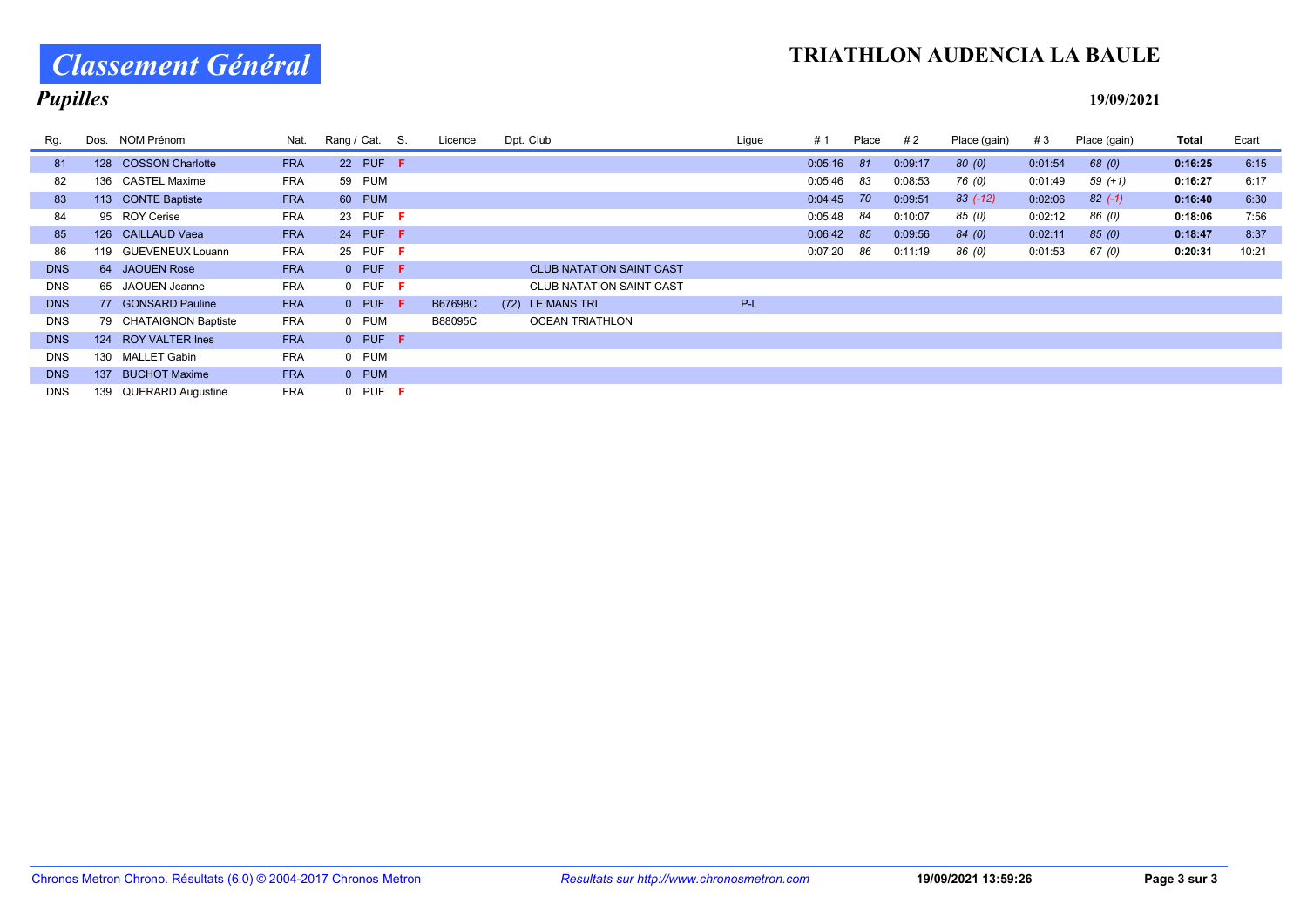# Classement Général

## Pupilles

**TRIATHLON AUDENCIA LA BAULE**

**19/09/2021**

| Rg. | Dos. | NOM Prénom | Nat. | Rang / Cat. | S. | Licence | Dpt. Club | Ligue | # 1 | Place | # 2 | Place (gain) | # 3 | Place (gain) | Total | Ecart |
|---|---|---|---|---|---|---|---|---|---|---|---|---|---|---|---|---|
| 81 | 128 | COSSON Charlotte | FRA | 22 PUF | F | | | | 0:05:16 | *81* | 0:09:17 | *80 (0)* | 0:01:54 | *68 (0)* | **0:16:25** | 6:15 |
| 82 | 136 | CASTEL Maxime | FRA | 59 PUM | | | | | 0:05:46 | *83* | 0:08:53 | *76 (0)* | 0:01:49 | *59 (+1)* | **0:16:27** | 6:17 |
| 83 | 113 | CONTE Baptiste | FRA | 60 PUM | | | | | 0:04:45 | *70* | 0:09:51 | *83 (-12)* | 0:02:06 | *82 (-1)* | **0:16:40** | 6:30 |
| 84 | 95 | ROY Cerise | FRA | 23 PUF | F | | | | 0:05:48 | *84* | 0:10:07 | *85 (0)* | 0:02:12 | *86 (0)* | **0:18:06** | 7:56 |
| 85 | 126 | CAILLAUD Vaea | FRA | 24 PUF | F | | | | 0:06:42 | *85* | 0:09:56 | *84 (0)* | 0:02:11 | *85 (0)* | **0:18:47** | 8:37 |
| 86 | 119 | GUEVENEUX Louann | FRA | 25 PUF | F | | | | 0:07:20 | *86* | 0:11:19 | *86 (0)* | 0:01:53 | *67 (0)* | **0:20:31** | 10:21 |
| DNS | 64 | JAOUEN Rose | FRA | 0 PUF | F | | CLUB NATATION SAINT CAST | | | | | | | | | |
| DNS | 65 | JAOUEN Jeanne | FRA | 0 PUF | F | | CLUB NATATION SAINT CAST | | | | | | | | | |
| DNS | 77 | GONSARD Pauline | FRA | 0 PUF | F | B67698C | (72) LE MANS TRI | P-L | | | | | | | | |
| DNS | 79 | CHATAIGNON Baptiste | FRA | 0 PUM | | B88095C | OCEAN TRIATHLON | | | | | | | | | |
| DNS | 124 | ROY VALTER Ines | FRA | 0 PUF | F | | | | | | | | | | | |
| DNS | 130 | MALLET Gabin | FRA | 0 PUM | | | | | | | | | | | | |
| DNS | 137 | BUCHOT Maxime | FRA | 0 PUM | | | | | | | | | | | | |
| DNS | 139 | QUERARD Augustine | FRA | 0 PUF | F | | | | | | | | | | | |

Chronos Metron Chrono. Résultats (6.0) © 2004-2017 Chronos Metron — *Resultats sur http://www.chronosmetron.com* — **19/09/2021 13:59:26**